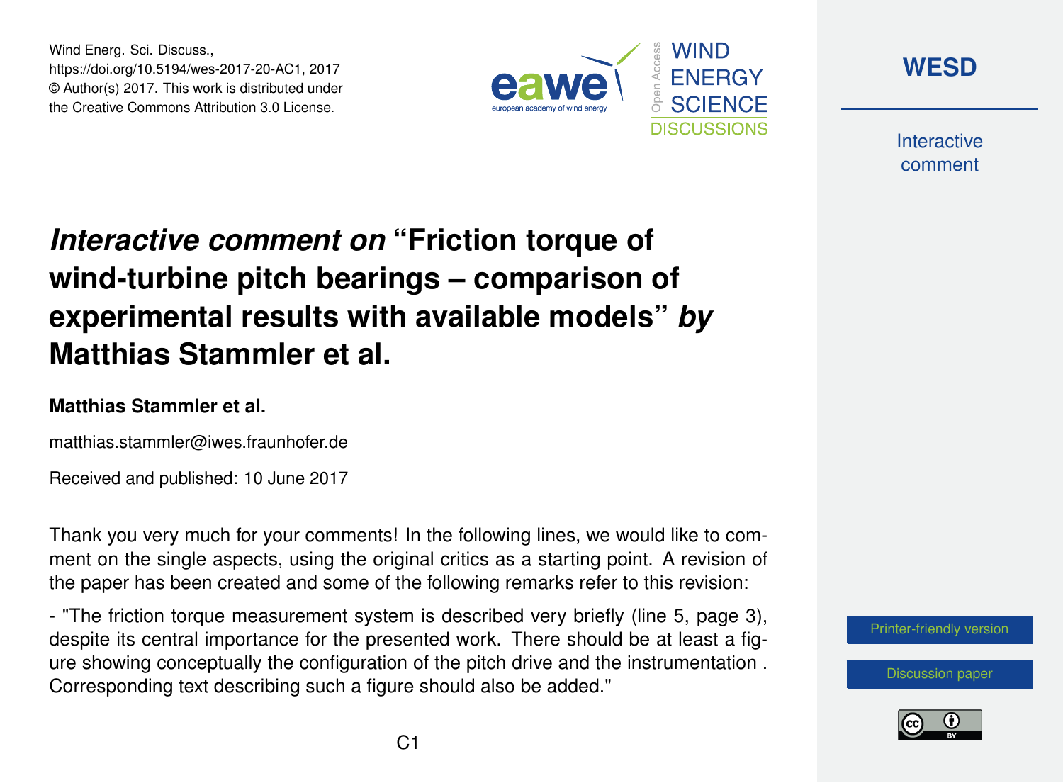Wind Energ. Sci. Discuss.,
https://doi.org/10.5194/wes-2017-20-AC1, 2017
© Author(s) 2017. This work is distributed under
the Creative Commons Attribution 3.0 License.

# *Interactive comment on* "Friction torque of wind-turbine pitch bearings – comparison of experimental results with available models" *by* Matthias Stammler et al.

**Matthias Stammler et al.**

matthias.stammler@iwes.fraunhofer.de

Received and published: 10 June 2017

Thank you very much for your comments! In the following lines, we would like to comment on the single aspects, using the original critics as a starting point. A revision of the paper has been created and some of the following remarks refer to this revision:

- "The friction torque measurement system is described very briefly (line 5, page 3), despite its central importance for the presented work. There should be at least a figure showing conceptually the configuration of the pitch drive and the instrumentation . Corresponding text describing such a figure should also be added."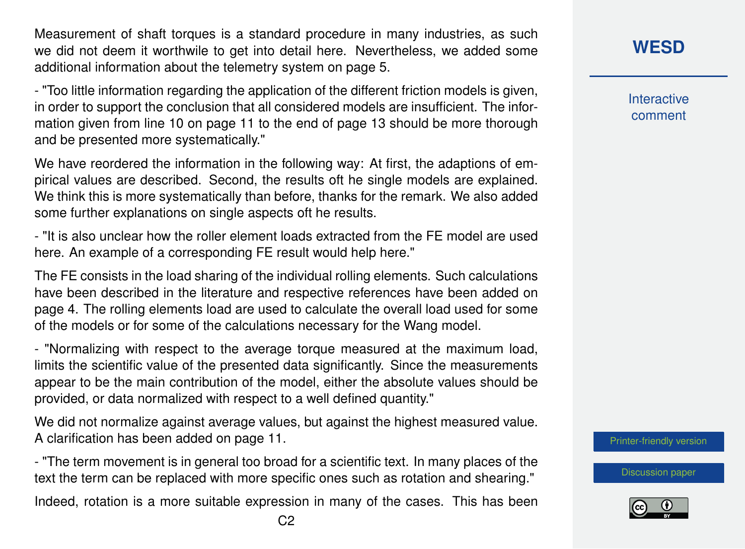Measurement of shaft torques is a standard procedure in many industries, as such we did not deem it worthwile to get into detail here. Nevertheless, we added some additional information about the telemetry system on page 5.

- "Too little information regarding the application of the different friction models is given, in order to support the conclusion that all considered models are insufficient. The information given from line 10 on page 11 to the end of page 13 should be more thorough and be presented more systematically."

We have reordered the information in the following way: At first, the adaptions of empirical values are described. Second, the results oft he single models are explained. We think this is more systematically than before, thanks for the remark. We also added some further explanations on single aspects oft he results.

- "It is also unclear how the roller element loads extracted from the FE model are used here. An example of a corresponding FE result would help here."

The FE consists in the load sharing of the individual rolling elements. Such calculations have been described in the literature and respective references have been added on page 4. The rolling elements load are used to calculate the overall load used for some of the models or for some of the calculations necessary for the Wang model.

- "Normalizing with respect to the average torque measured at the maximum load, limits the scientific value of the presented data significantly. Since the measurements appear to be the main contribution of the model, either the absolute values should be provided, or data normalized with respect to a well defined quantity."

We did not normalize against average values, but against the highest measured value. A clarification has been added on page 11.

- "The term movement is in general too broad for a scientific text. In many places of the text the term can be replaced with more specific ones such as rotation and shearing."

Indeed, rotation is a more suitable expression in many of the cases. This has been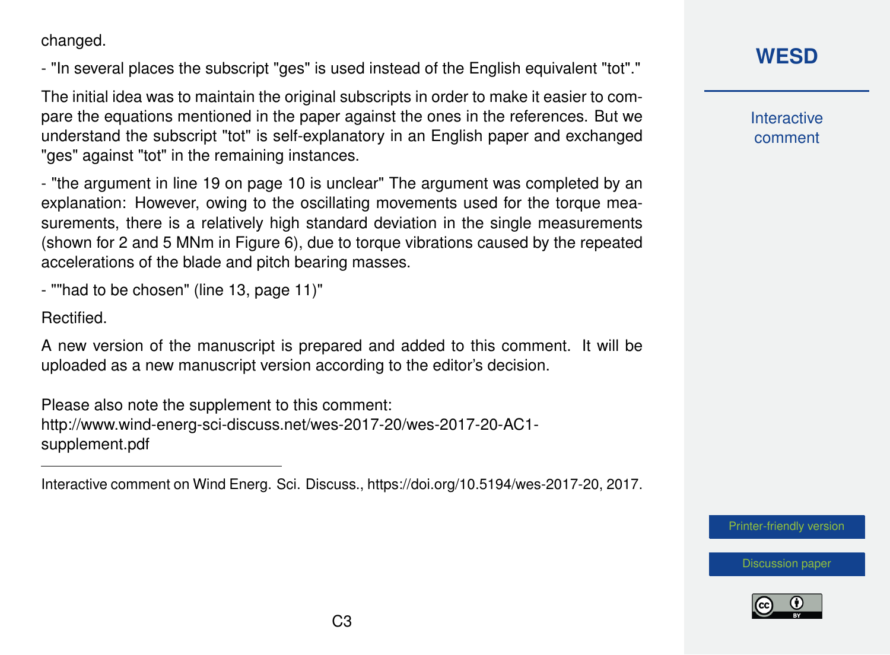changed.

- "In several places the subscript "ges" is used instead of the English equivalent "tot"."

The initial idea was to maintain the original subscripts in order to make it easier to compare the equations mentioned in the paper against the ones in the references. But we understand the subscript "tot" is self-explanatory in an English paper and exchanged "ges" against "tot" in the remaining instances.

- "the argument in line 19 on page 10 is unclear" The argument was completed by an explanation: However, owing to the oscillating movements used for the torque measurements, there is a relatively high standard deviation in the single measurements (shown for 2 and 5 MNm in Figure 6), due to torque vibrations caused by the repeated accelerations of the blade and pitch bearing masses.

- ""had to be chosen" (line 13, page 11)"

Rectified.

A new version of the manuscript is prepared and added to this comment. It will be uploaded as a new manuscript version according to the editor's decision.

Please also note the supplement to this comment:
http://www.wind-energ-sci-discuss.net/wes-2017-20/wes-2017-20-AC1-supplement.pdf

---

Interactive comment on Wind Energ. Sci. Discuss., https://doi.org/10.5194/wes-2017-20, 2017.